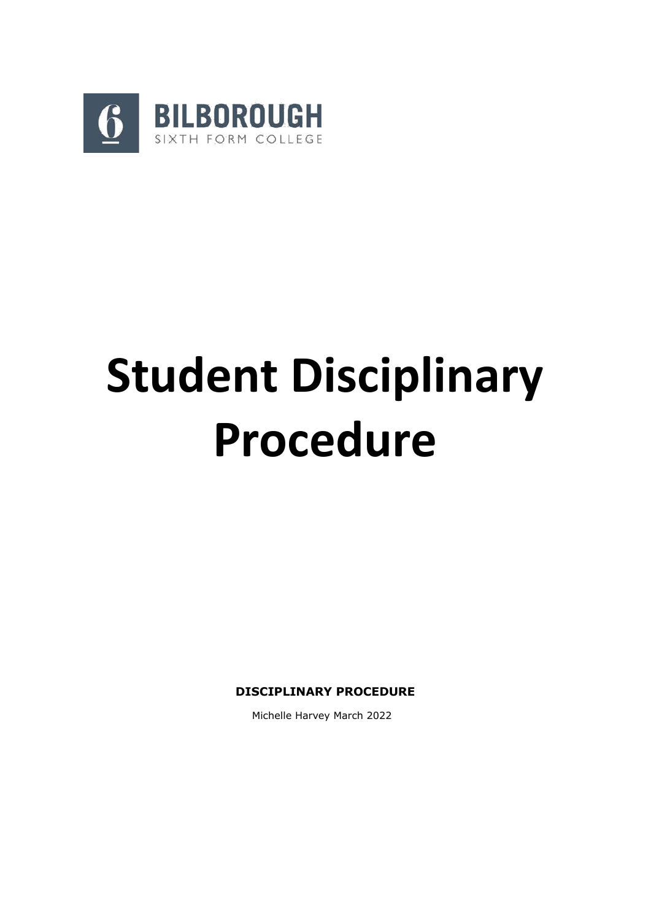BILBOROUGH
SIXTH FORM COLLEGE

# Student Disciplinary Procedure

**DISCIPLINARY PROCEDURE**

Michelle Harvey March 2022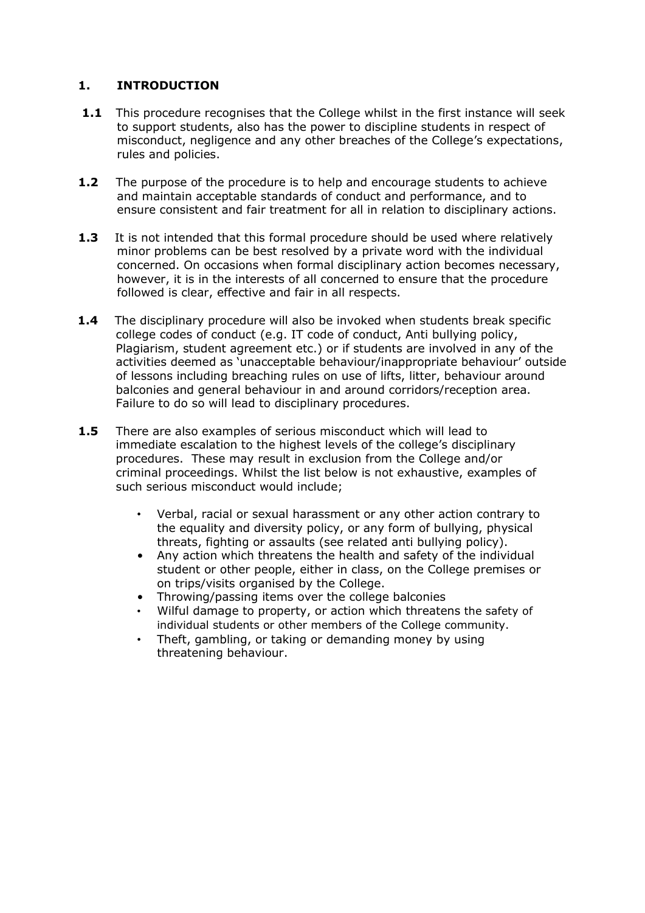## 1. INTRODUCTION

**1.1** This procedure recognises that the College whilst in the first instance will seek to support students, also has the power to discipline students in respect of misconduct, negligence and any other breaches of the College's expectations, rules and policies.

**1.2** The purpose of the procedure is to help and encourage students to achieve and maintain acceptable standards of conduct and performance, and to ensure consistent and fair treatment for all in relation to disciplinary actions.

**1.3** It is not intended that this formal procedure should be used where relatively minor problems can be best resolved by a private word with the individual concerned. On occasions when formal disciplinary action becomes necessary, however, it is in the interests of all concerned to ensure that the procedure followed is clear, effective and fair in all respects.

**1.4** The disciplinary procedure will also be invoked when students break specific college codes of conduct (e.g. IT code of conduct, Anti bullying policy, Plagiarism, student agreement etc.) or if students are involved in any of the activities deemed as 'unacceptable behaviour/inappropriate behaviour' outside of lessons including breaching rules on use of lifts, litter, behaviour around balconies and general behaviour in and around corridors/reception area. Failure to do so will lead to disciplinary procedures.

**1.5** There are also examples of serious misconduct which will lead to immediate escalation to the highest levels of the college's disciplinary procedures. These may result in exclusion from the College and/or criminal proceedings. Whilst the list below is not exhaustive, examples of such serious misconduct would include;

- Verbal, racial or sexual harassment or any other action contrary to the equality and diversity policy, or any form of bullying, physical threats, fighting or assaults (see related anti bullying policy).
- Any action which threatens the health and safety of the individual student or other people, either in class, on the College premises or on trips/visits organised by the College.
- Throwing/passing items over the college balconies
- Wilful damage to property, or action which threatens the safety of individual students or other members of the College community.
- Theft, gambling, or taking or demanding money by using threatening behaviour.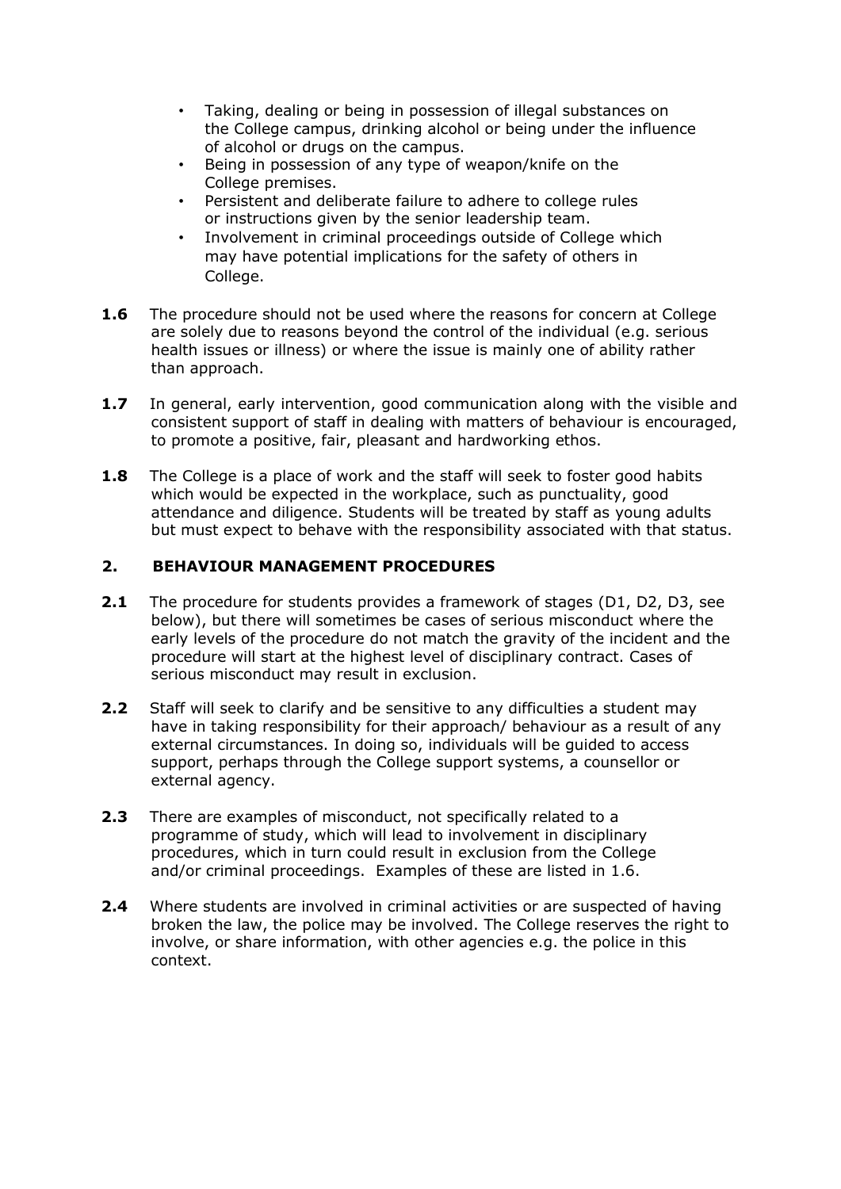- Taking, dealing or being in possession of illegal substances on the College campus, drinking alcohol or being under the influence of alcohol or drugs on the campus.
- Being in possession of any type of weapon/knife on the College premises.
- Persistent and deliberate failure to adhere to college rules or instructions given by the senior leadership team.
- Involvement in criminal proceedings outside of College which may have potential implications for the safety of others in College.

**1.6** The procedure should not be used where the reasons for concern at College are solely due to reasons beyond the control of the individual (e.g. serious health issues or illness) or where the issue is mainly one of ability rather than approach.

**1.7** In general, early intervention, good communication along with the visible and consistent support of staff in dealing with matters of behaviour is encouraged, to promote a positive, fair, pleasant and hardworking ethos.

**1.8** The College is a place of work and the staff will seek to foster good habits which would be expected in the workplace, such as punctuality, good attendance and diligence. Students will be treated by staff as young adults but must expect to behave with the responsibility associated with that status.

## 2. BEHAVIOUR MANAGEMENT PROCEDURES

**2.1** The procedure for students provides a framework of stages (D1, D2, D3, see below), but there will sometimes be cases of serious misconduct where the early levels of the procedure do not match the gravity of the incident and the procedure will start at the highest level of disciplinary contract. Cases of serious misconduct may result in exclusion.

**2.2** Staff will seek to clarify and be sensitive to any difficulties a student may have in taking responsibility for their approach/ behaviour as a result of any external circumstances. In doing so, individuals will be guided to access support, perhaps through the College support systems, a counsellor or external agency.

**2.3** There are examples of misconduct, not specifically related to a programme of study, which will lead to involvement in disciplinary procedures, which in turn could result in exclusion from the College and/or criminal proceedings. Examples of these are listed in 1.6.

**2.4** Where students are involved in criminal activities or are suspected of having broken the law, the police may be involved. The College reserves the right to involve, or share information, with other agencies e.g. the police in this context.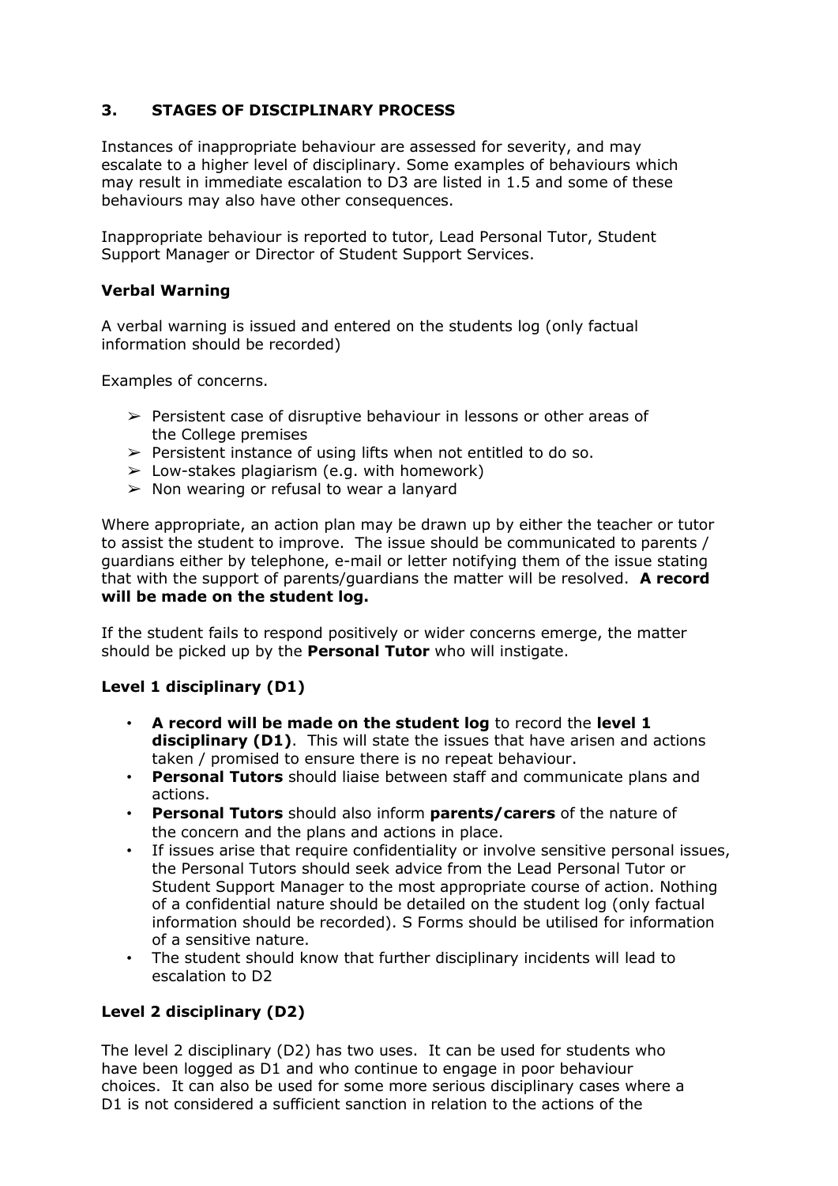## 3. STAGES OF DISCIPLINARY PROCESS

Instances of inappropriate behaviour are assessed for severity, and may escalate to a higher level of disciplinary. Some examples of behaviours which may result in immediate escalation to D3 are listed in 1.5 and some of these behaviours may also have other consequences.

Inappropriate behaviour is reported to tutor, Lead Personal Tutor, Student Support Manager or Director of Student Support Services.

### Verbal Warning

A verbal warning is issued and entered on the students log (only factual information should be recorded)

Examples of concerns.

- ➢ Persistent case of disruptive behaviour in lessons or other areas of the College premises
- ➢ Persistent instance of using lifts when not entitled to do so.
- ➢ Low-stakes plagiarism (e.g. with homework)
- ➢ Non wearing or refusal to wear a lanyard

Where appropriate, an action plan may be drawn up by either the teacher or tutor to assist the student to improve. The issue should be communicated to parents / guardians either by telephone, e-mail or letter notifying them of the issue stating that with the support of parents/guardians the matter will be resolved. **A record will be made on the student log.**

If the student fails to respond positively or wider concerns emerge, the matter should be picked up by the **Personal Tutor** who will instigate.

### Level 1 disciplinary (D1)

- **A record will be made on the student log** to record the **level 1 disciplinary (D1)**. This will state the issues that have arisen and actions taken / promised to ensure there is no repeat behaviour.
- **Personal Tutors** should liaise between staff and communicate plans and actions.
- **Personal Tutors** should also inform **parents/carers** of the nature of the concern and the plans and actions in place.
- If issues arise that require confidentiality or involve sensitive personal issues, the Personal Tutors should seek advice from the Lead Personal Tutor or Student Support Manager to the most appropriate course of action. Nothing of a confidential nature should be detailed on the student log (only factual information should be recorded). S Forms should be utilised for information of a sensitive nature.
- The student should know that further disciplinary incidents will lead to escalation to D2

### Level 2 disciplinary (D2)

The level 2 disciplinary (D2) has two uses. It can be used for students who have been logged as D1 and who continue to engage in poor behaviour choices. It can also be used for some more serious disciplinary cases where a D1 is not considered a sufficient sanction in relation to the actions of the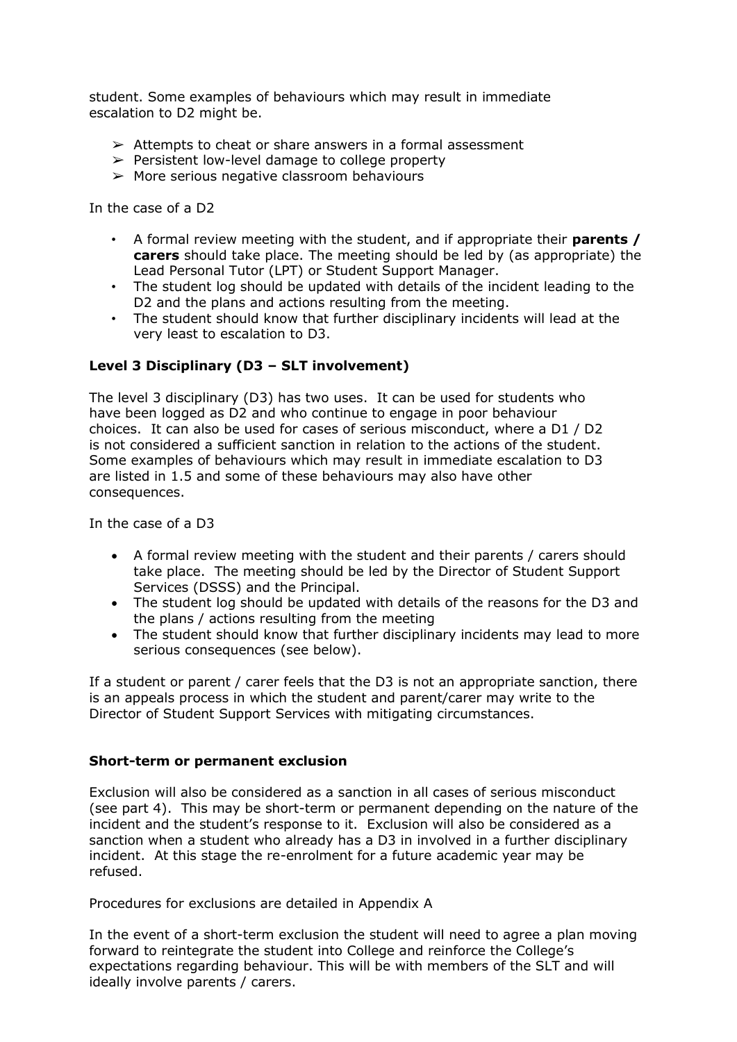student. Some examples of behaviours which may result in immediate escalation to D2 might be.

- Attempts to cheat or share answers in a formal assessment
- Persistent low-level damage to college property
- More serious negative classroom behaviours

In the case of a D2

- A formal review meeting with the student, and if appropriate their **parents / carers** should take place. The meeting should be led by (as appropriate) the Lead Personal Tutor (LPT) or Student Support Manager.
- The student log should be updated with details of the incident leading to the D2 and the plans and actions resulting from the meeting.
- The student should know that further disciplinary incidents will lead at the very least to escalation to D3.

### Level 3 Disciplinary (D3 – SLT involvement)

The level 3 disciplinary (D3) has two uses. It can be used for students who have been logged as D2 and who continue to engage in poor behaviour choices. It can also be used for cases of serious misconduct, where a D1 / D2 is not considered a sufficient sanction in relation to the actions of the student. Some examples of behaviours which may result in immediate escalation to D3 are listed in 1.5 and some of these behaviours may also have other consequences.

In the case of a D3

- A formal review meeting with the student and their parents / carers should take place. The meeting should be led by the Director of Student Support Services (DSSS) and the Principal.
- The student log should be updated with details of the reasons for the D3 and the plans / actions resulting from the meeting
- The student should know that further disciplinary incidents may lead to more serious consequences (see below).

If a student or parent / carer feels that the D3 is not an appropriate sanction, there is an appeals process in which the student and parent/carer may write to the Director of Student Support Services with mitigating circumstances.

### Short-term or permanent exclusion

Exclusion will also be considered as a sanction in all cases of serious misconduct (see part 4). This may be short-term or permanent depending on the nature of the incident and the student's response to it. Exclusion will also be considered as a sanction when a student who already has a D3 in involved in a further disciplinary incident. At this stage the re-enrolment for a future academic year may be refused.

Procedures for exclusions are detailed in Appendix A

In the event of a short-term exclusion the student will need to agree a plan moving forward to reintegrate the student into College and reinforce the College's expectations regarding behaviour. This will be with members of the SLT and will ideally involve parents / carers.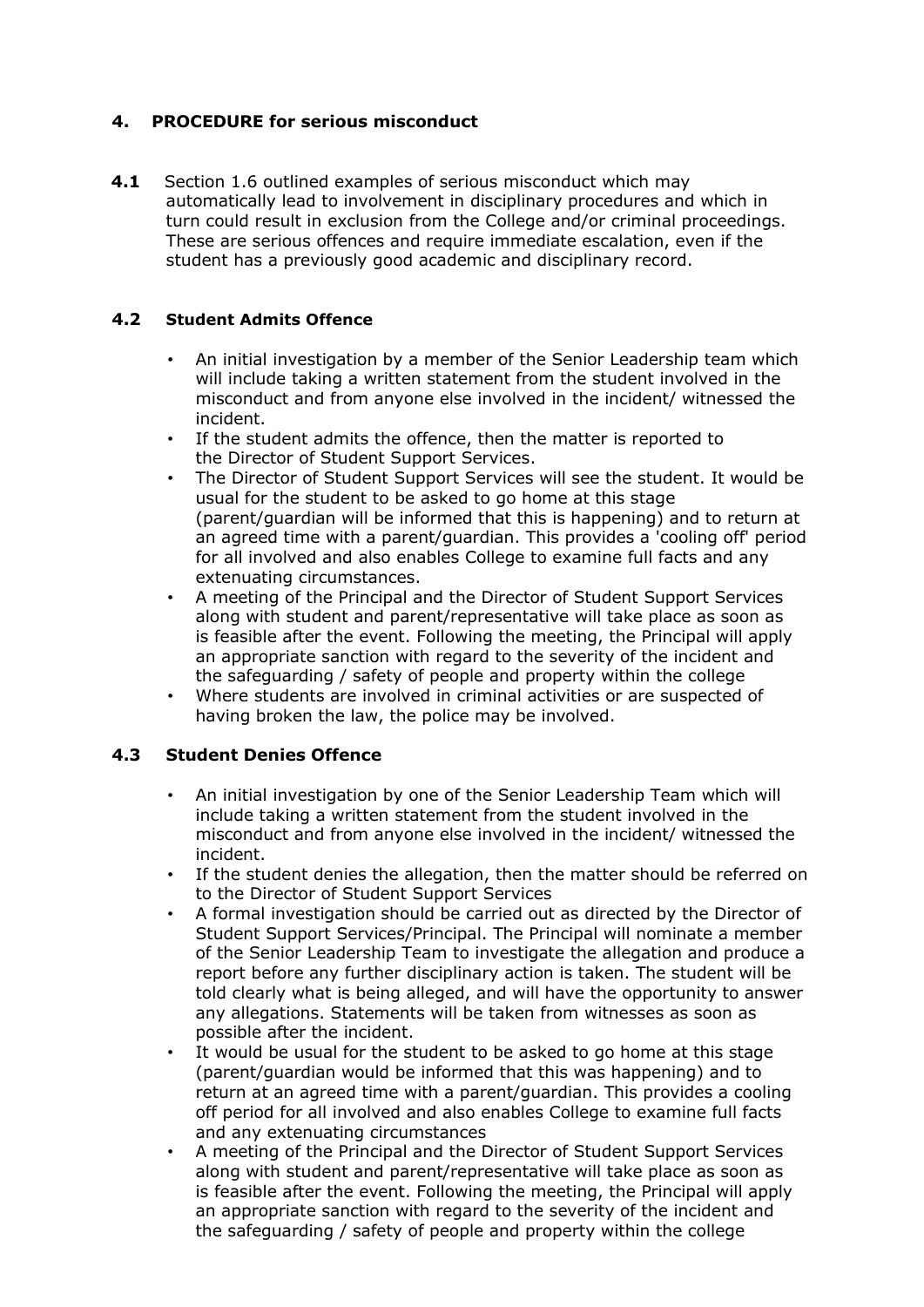## 4. PROCEDURE for serious misconduct

**4.1** Section 1.6 outlined examples of serious misconduct which may automatically lead to involvement in disciplinary procedures and which in turn could result in exclusion from the College and/or criminal proceedings. These are serious offences and require immediate escalation, even if the student has a previously good academic and disciplinary record.

### 4.2 Student Admits Offence

- An initial investigation by a member of the Senior Leadership team which will include taking a written statement from the student involved in the misconduct and from anyone else involved in the incident/ witnessed the incident.
- If the student admits the offence, then the matter is reported to the Director of Student Support Services.
- The Director of Student Support Services will see the student. It would be usual for the student to be asked to go home at this stage (parent/guardian will be informed that this is happening) and to return at an agreed time with a parent/guardian. This provides a 'cooling off' period for all involved and also enables College to examine full facts and any extenuating circumstances.
- A meeting of the Principal and the Director of Student Support Services along with student and parent/representative will take place as soon as is feasible after the event. Following the meeting, the Principal will apply an appropriate sanction with regard to the severity of the incident and the safeguarding / safety of people and property within the college
- Where students are involved in criminal activities or are suspected of having broken the law, the police may be involved.

### 4.3 Student Denies Offence

- An initial investigation by one of the Senior Leadership Team which will include taking a written statement from the student involved in the misconduct and from anyone else involved in the incident/ witnessed the incident.
- If the student denies the allegation, then the matter should be referred on to the Director of Student Support Services
- A formal investigation should be carried out as directed by the Director of Student Support Services/Principal. The Principal will nominate a member of the Senior Leadership Team to investigate the allegation and produce a report before any further disciplinary action is taken. The student will be told clearly what is being alleged, and will have the opportunity to answer any allegations. Statements will be taken from witnesses as soon as possible after the incident.
- It would be usual for the student to be asked to go home at this stage (parent/guardian would be informed that this was happening) and to return at an agreed time with a parent/guardian. This provides a cooling off period for all involved and also enables College to examine full facts and any extenuating circumstances
- A meeting of the Principal and the Director of Student Support Services along with student and parent/representative will take place as soon as is feasible after the event. Following the meeting, the Principal will apply an appropriate sanction with regard to the severity of the incident and the safeguarding / safety of people and property within the college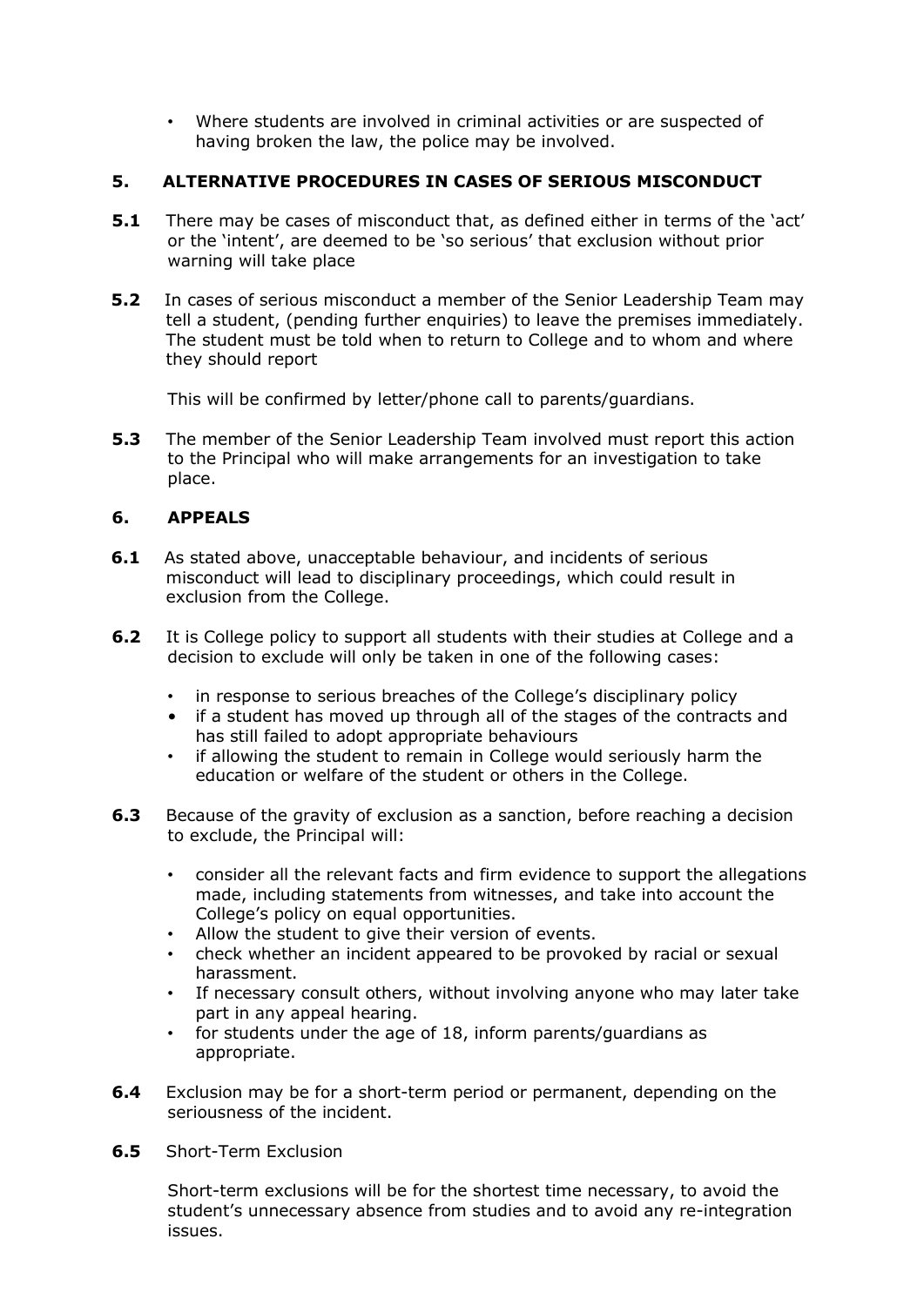- Where students are involved in criminal activities or are suspected of having broken the law, the police may be involved.

## 5. ALTERNATIVE PROCEDURES IN CASES OF SERIOUS MISCONDUCT

**5.1** There may be cases of misconduct that, as defined either in terms of the 'act' or the 'intent', are deemed to be 'so serious' that exclusion without prior warning will take place

**5.2** In cases of serious misconduct a member of the Senior Leadership Team may tell a student, (pending further enquiries) to leave the premises immediately. The student must be told when to return to College and to whom and where they should report

This will be confirmed by letter/phone call to parents/guardians.

**5.3** The member of the Senior Leadership Team involved must report this action to the Principal who will make arrangements for an investigation to take place.

## 6. APPEALS

**6.1** As stated above, unacceptable behaviour, and incidents of serious misconduct will lead to disciplinary proceedings, which could result in exclusion from the College.

**6.2** It is College policy to support all students with their studies at College and a decision to exclude will only be taken in one of the following cases:

- in response to serious breaches of the College's disciplinary policy
- if a student has moved up through all of the stages of the contracts and has still failed to adopt appropriate behaviours
- if allowing the student to remain in College would seriously harm the education or welfare of the student or others in the College.

**6.3** Because of the gravity of exclusion as a sanction, before reaching a decision to exclude, the Principal will:

- consider all the relevant facts and firm evidence to support the allegations made, including statements from witnesses, and take into account the College's policy on equal opportunities.
- Allow the student to give their version of events.
- check whether an incident appeared to be provoked by racial or sexual harassment.
- If necessary consult others, without involving anyone who may later take part in any appeal hearing.
- for students under the age of 18, inform parents/guardians as appropriate.

**6.4** Exclusion may be for a short-term period or permanent, depending on the seriousness of the incident.

**6.5** Short-Term Exclusion

Short-term exclusions will be for the shortest time necessary, to avoid the student's unnecessary absence from studies and to avoid any re-integration issues.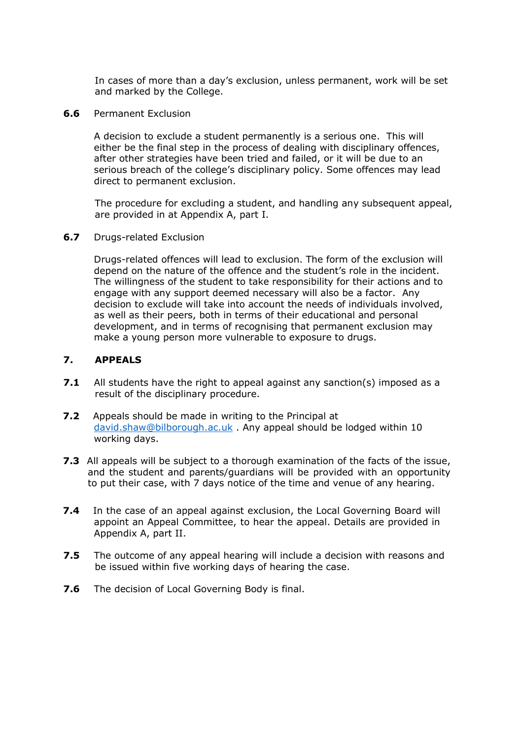In cases of more than a day's exclusion, unless permanent, work will be set and marked by the College.

**6.6** Permanent Exclusion

A decision to exclude a student permanently is a serious one. This will either be the final step in the process of dealing with disciplinary offences, after other strategies have been tried and failed, or it will be due to an serious breach of the college's disciplinary policy. Some offences may lead direct to permanent exclusion.

The procedure for excluding a student, and handling any subsequent appeal, are provided in at Appendix A, part I.

**6.7** Drugs-related Exclusion

Drugs-related offences will lead to exclusion. The form of the exclusion will depend on the nature of the offence and the student's role in the incident. The willingness of the student to take responsibility for their actions and to engage with any support deemed necessary will also be a factor. Any decision to exclude will take into account the needs of individuals involved, as well as their peers, both in terms of their educational and personal development, and in terms of recognising that permanent exclusion may make a young person more vulnerable to exposure to drugs.

## 7. APPEALS

**7.1** All students have the right to appeal against any sanction(s) imposed as a result of the disciplinary procedure.

**7.2** Appeals should be made in writing to the Principal at david.shaw@bilborough.ac.uk . Any appeal should be lodged within 10 working days.

**7.3** All appeals will be subject to a thorough examination of the facts of the issue, and the student and parents/guardians will be provided with an opportunity to put their case, with 7 days notice of the time and venue of any hearing.

**7.4** In the case of an appeal against exclusion, the Local Governing Board will appoint an Appeal Committee, to hear the appeal. Details are provided in Appendix A, part II.

**7.5** The outcome of any appeal hearing will include a decision with reasons and be issued within five working days of hearing the case.

**7.6** The decision of Local Governing Body is final.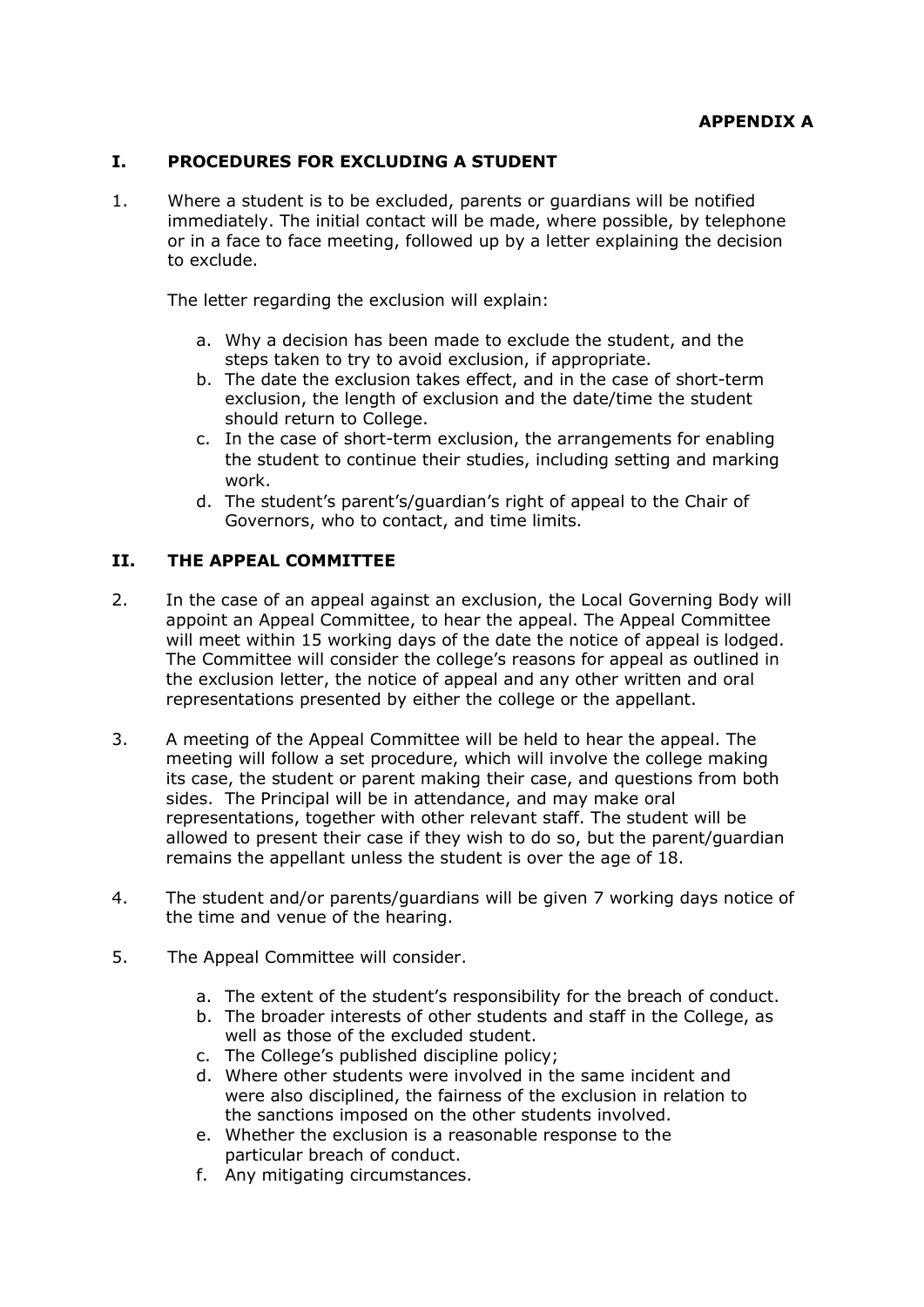**APPENDIX A**

## I. PROCEDURES FOR EXCLUDING A STUDENT

1. Where a student is to be excluded, parents or guardians will be notified immediately. The initial contact will be made, where possible, by telephone or in a face to face meeting, followed up by a letter explaining the decision to exclude.

   The letter regarding the exclusion will explain:

   a. Why a decision has been made to exclude the student, and the steps taken to try to avoid exclusion, if appropriate.
   b. The date the exclusion takes effect, and in the case of short-term exclusion, the length of exclusion and the date/time the student should return to College.
   c. In the case of short-term exclusion, the arrangements for enabling the student to continue their studies, including setting and marking work.
   d. The student's parent's/guardian's right of appeal to the Chair of Governors, who to contact, and time limits.

## II. THE APPEAL COMMITTEE

2. In the case of an appeal against an exclusion, the Local Governing Body will appoint an Appeal Committee, to hear the appeal. The Appeal Committee will meet within 15 working days of the date the notice of appeal is lodged. The Committee will consider the college's reasons for appeal as outlined in the exclusion letter, the notice of appeal and any other written and oral representations presented by either the college or the appellant.

3. A meeting of the Appeal Committee will be held to hear the appeal. The meeting will follow a set procedure, which will involve the college making its case, the student or parent making their case, and questions from both sides. The Principal will be in attendance, and may make oral representations, together with other relevant staff. The student will be allowed to present their case if they wish to do so, but the parent/guardian remains the appellant unless the student is over the age of 18.

4. The student and/or parents/guardians will be given 7 working days notice of the time and venue of the hearing.

5. The Appeal Committee will consider.

   a. The extent of the student's responsibility for the breach of conduct.
   b. The broader interests of other students and staff in the College, as well as those of the excluded student.
   c. The College's published discipline policy;
   d. Where other students were involved in the same incident and were also disciplined, the fairness of the exclusion in relation to the sanctions imposed on the other students involved.
   e. Whether the exclusion is a reasonable response to the particular breach of conduct.
   f. Any mitigating circumstances.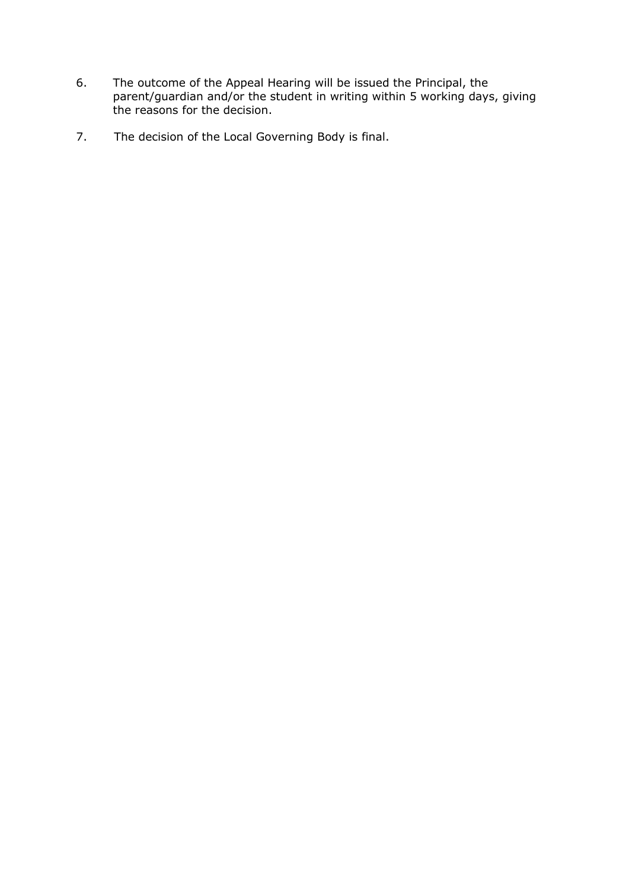6. The outcome of the Appeal Hearing will be issued the Principal, the parent/guardian and/or the student in writing within 5 working days, giving the reasons for the decision.
7. The decision of the Local Governing Body is final.